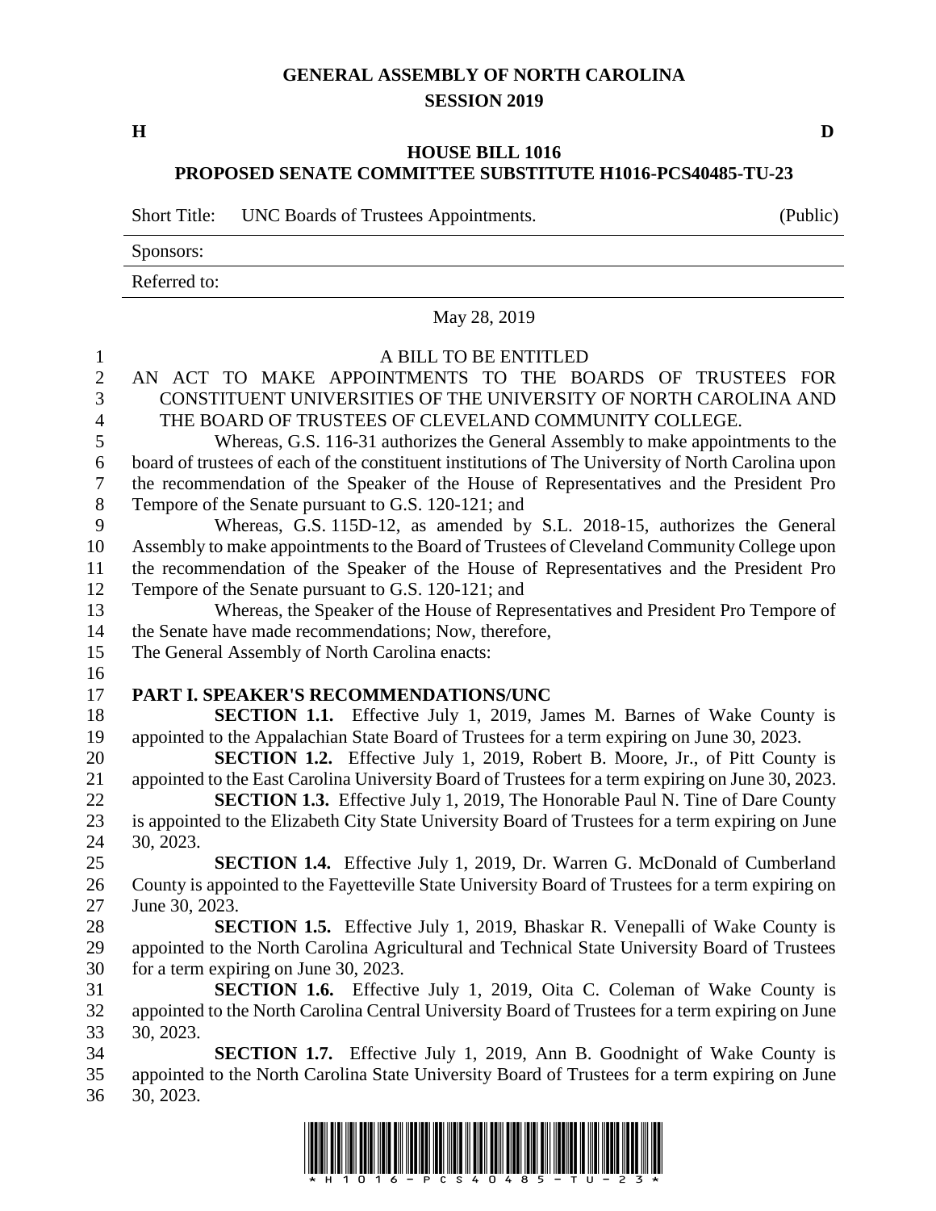**GENERAL ASSEMBLY OF NORTH CAROLINA**
**SESSION 2019**

**H** **D**

**HOUSE BILL 1016**
**PROPOSED SENATE COMMITTEE SUBSTITUTE H1016-PCS40485-TU-23**

Short Title: UNC Boards of Trustees Appointments. (Public)

Sponsors:

Referred to:

May 28, 2019

A BILL TO BE ENTITLED

AN ACT TO MAKE APPOINTMENTS TO THE BOARDS OF TRUSTEES FOR CONSTITUENT UNIVERSITIES OF THE UNIVERSITY OF NORTH CAROLINA AND THE BOARD OF TRUSTEES OF CLEVELAND COMMUNITY COLLEGE.

Whereas, G.S. 116-31 authorizes the General Assembly to make appointments to the board of trustees of each of the constituent institutions of The University of North Carolina upon the recommendation of the Speaker of the House of Representatives and the President Pro Tempore of the Senate pursuant to G.S. 120-121; and

Whereas, G.S. 115D-12, as amended by S.L. 2018-15, authorizes the General Assembly to make appointments to the Board of Trustees of Cleveland Community College upon the recommendation of the Speaker of the House of Representatives and the President Pro Tempore of the Senate pursuant to G.S. 120-121; and

Whereas, the Speaker of the House of Representatives and President Pro Tempore of the Senate have made recommendations; Now, therefore,

The General Assembly of North Carolina enacts:

**PART I. SPEAKER'S RECOMMENDATIONS/UNC**

**SECTION 1.1.** Effective July 1, 2019, James M. Barnes of Wake County is appointed to the Appalachian State Board of Trustees for a term expiring on June 30, 2023.

**SECTION 1.2.** Effective July 1, 2019, Robert B. Moore, Jr., of Pitt County is appointed to the East Carolina University Board of Trustees for a term expiring on June 30, 2023.

**SECTION 1.3.** Effective July 1, 2019, The Honorable Paul N. Tine of Dare County is appointed to the Elizabeth City State University Board of Trustees for a term expiring on June 30, 2023.

**SECTION 1.4.** Effective July 1, 2019, Dr. Warren G. McDonald of Cumberland County is appointed to the Fayetteville State University Board of Trustees for a term expiring on June 30, 2023.

**SECTION 1.5.** Effective July 1, 2019, Bhaskar R. Venepalli of Wake County is appointed to the North Carolina Agricultural and Technical State University Board of Trustees for a term expiring on June 30, 2023.

**SECTION 1.6.** Effective July 1, 2019, Oita C. Coleman of Wake County is appointed to the North Carolina Central University Board of Trustees for a term expiring on June 30, 2023.

**SECTION 1.7.** Effective July 1, 2019, Ann B. Goodnight of Wake County is appointed to the North Carolina State University Board of Trustees for a term expiring on June 30, 2023.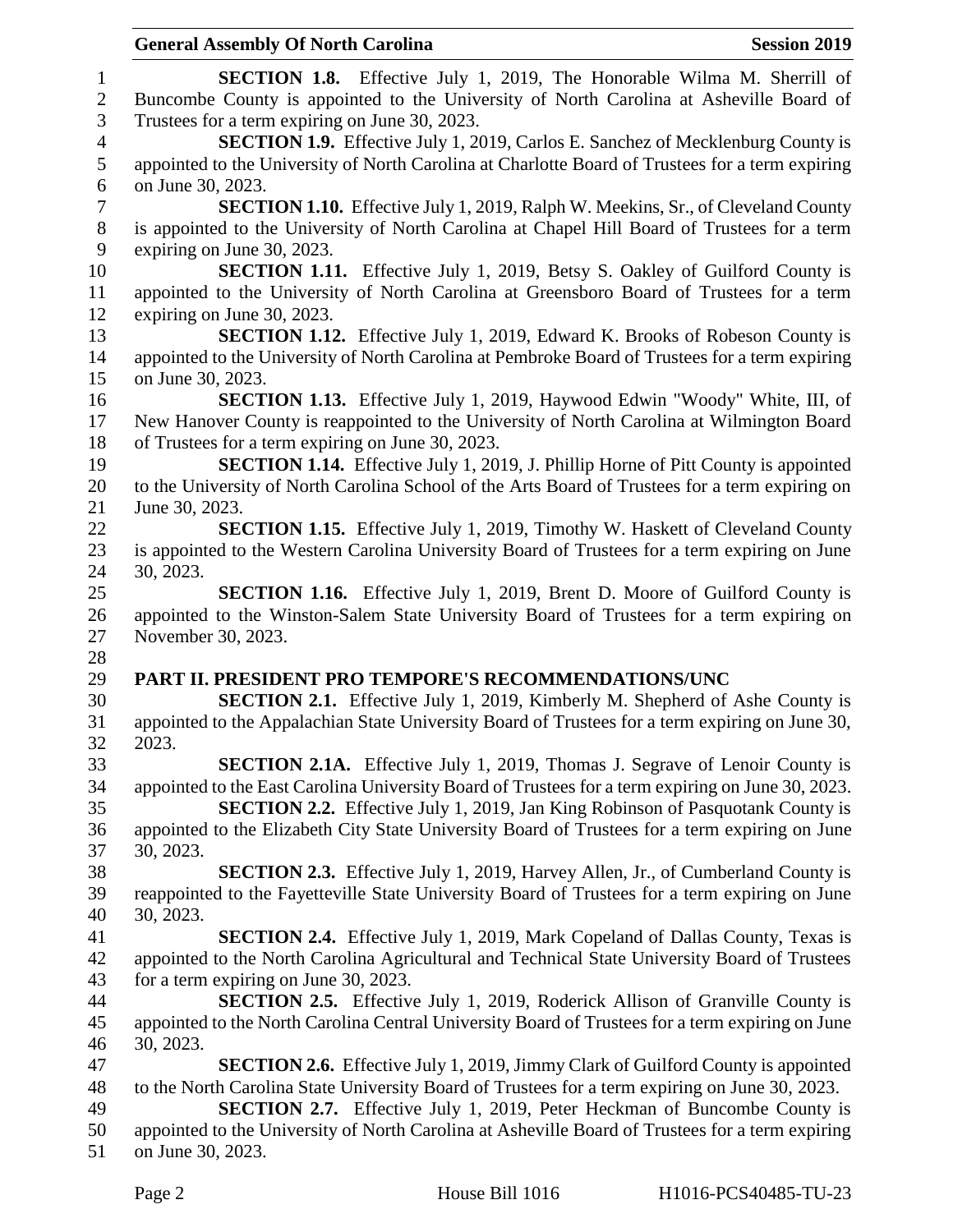**SECTION 1.8.** Effective July 1, 2019, The Honorable Wilma M. Sherrill of Buncombe County is appointed to the University of North Carolina at Asheville Board of Trustees for a term expiring on June 30, 2023.

**SECTION 1.9.** Effective July 1, 2019, Carlos E. Sanchez of Mecklenburg County is appointed to the University of North Carolina at Charlotte Board of Trustees for a term expiring on June 30, 2023.

**SECTION 1.10.** Effective July 1, 2019, Ralph W. Meekins, Sr., of Cleveland County is appointed to the University of North Carolina at Chapel Hill Board of Trustees for a term expiring on June 30, 2023.

**SECTION 1.11.** Effective July 1, 2019, Betsy S. Oakley of Guilford County is appointed to the University of North Carolina at Greensboro Board of Trustees for a term expiring on June 30, 2023.

**SECTION 1.12.** Effective July 1, 2019, Edward K. Brooks of Robeson County is appointed to the University of North Carolina at Pembroke Board of Trustees for a term expiring on June 30, 2023.

**SECTION 1.13.** Effective July 1, 2019, Haywood Edwin "Woody" White, III, of New Hanover County is reappointed to the University of North Carolina at Wilmington Board of Trustees for a term expiring on June 30, 2023.

**SECTION 1.14.** Effective July 1, 2019, J. Phillip Horne of Pitt County is appointed to the University of North Carolina School of the Arts Board of Trustees for a term expiring on June 30, 2023.

**SECTION 1.15.** Effective July 1, 2019, Timothy W. Haskett of Cleveland County is appointed to the Western Carolina University Board of Trustees for a term expiring on June 30, 2023.

**SECTION 1.16.** Effective July 1, 2019, Brent D. Moore of Guilford County is appointed to the Winston-Salem State University Board of Trustees for a term expiring on November 30, 2023.

**PART II. PRESIDENT PRO TEMPORE'S RECOMMENDATIONS/UNC**

**SECTION 2.1.** Effective July 1, 2019, Kimberly M. Shepherd of Ashe County is appointed to the Appalachian State University Board of Trustees for a term expiring on June 30, 2023.

**SECTION 2.1A.** Effective July 1, 2019, Thomas J. Segrave of Lenoir County is appointed to the East Carolina University Board of Trustees for a term expiring on June 30, 2023.

**SECTION 2.2.** Effective July 1, 2019, Jan King Robinson of Pasquotank County is appointed to the Elizabeth City State University Board of Trustees for a term expiring on June 30, 2023.

**SECTION 2.3.** Effective July 1, 2019, Harvey Allen, Jr., of Cumberland County is reappointed to the Fayetteville State University Board of Trustees for a term expiring on June 30, 2023.

**SECTION 2.4.** Effective July 1, 2019, Mark Copeland of Dallas County, Texas is appointed to the North Carolina Agricultural and Technical State University Board of Trustees for a term expiring on June 30, 2023.

**SECTION 2.5.** Effective July 1, 2019, Roderick Allison of Granville County is appointed to the North Carolina Central University Board of Trustees for a term expiring on June 30, 2023.

**SECTION 2.6.** Effective July 1, 2019, Jimmy Clark of Guilford County is appointed to the North Carolina State University Board of Trustees for a term expiring on June 30, 2023.

**SECTION 2.7.** Effective July 1, 2019, Peter Heckman of Buncombe County is appointed to the University of North Carolina at Asheville Board of Trustees for a term expiring on June 30, 2023.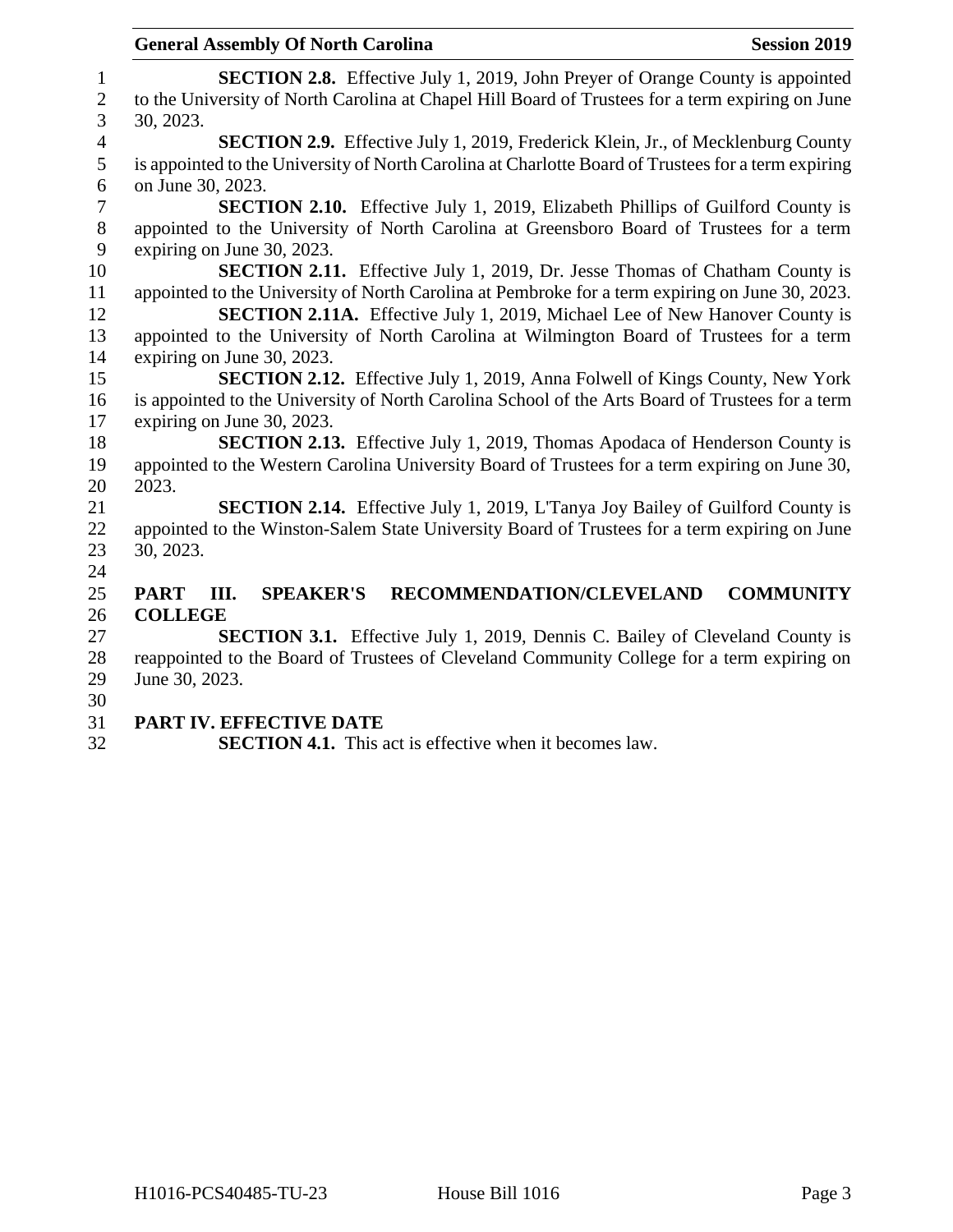**SECTION 2.8.** Effective July 1, 2019, John Preyer of Orange County is appointed to the University of North Carolina at Chapel Hill Board of Trustees for a term expiring on June 30, 2023.

**SECTION 2.9.** Effective July 1, 2019, Frederick Klein, Jr., of Mecklenburg County is appointed to the University of North Carolina at Charlotte Board of Trustees for a term expiring on June 30, 2023.

**SECTION 2.10.** Effective July 1, 2019, Elizabeth Phillips of Guilford County is appointed to the University of North Carolina at Greensboro Board of Trustees for a term expiring on June 30, 2023.

**SECTION 2.11.** Effective July 1, 2019, Dr. Jesse Thomas of Chatham County is appointed to the University of North Carolina at Pembroke for a term expiring on June 30, 2023.

**SECTION 2.11A.** Effective July 1, 2019, Michael Lee of New Hanover County is appointed to the University of North Carolina at Wilmington Board of Trustees for a term expiring on June 30, 2023.

**SECTION 2.12.** Effective July 1, 2019, Anna Folwell of Kings County, New York is appointed to the University of North Carolina School of the Arts Board of Trustees for a term expiring on June 30, 2023.

**SECTION 2.13.** Effective July 1, 2019, Thomas Apodaca of Henderson County is appointed to the Western Carolina University Board of Trustees for a term expiring on June 30, 2023.

**SECTION 2.14.** Effective July 1, 2019, L'Tanya Joy Bailey of Guilford County is appointed to the Winston-Salem State University Board of Trustees for a term expiring on June 30, 2023.

## PART III. SPEAKER'S RECOMMENDATION/CLEVELAND COMMUNITY COLLEGE

**SECTION 3.1.** Effective July 1, 2019, Dennis C. Bailey of Cleveland County is reappointed to the Board of Trustees of Cleveland Community College for a term expiring on June 30, 2023.

## PART IV. EFFECTIVE DATE

**SECTION 4.1.** This act is effective when it becomes law.